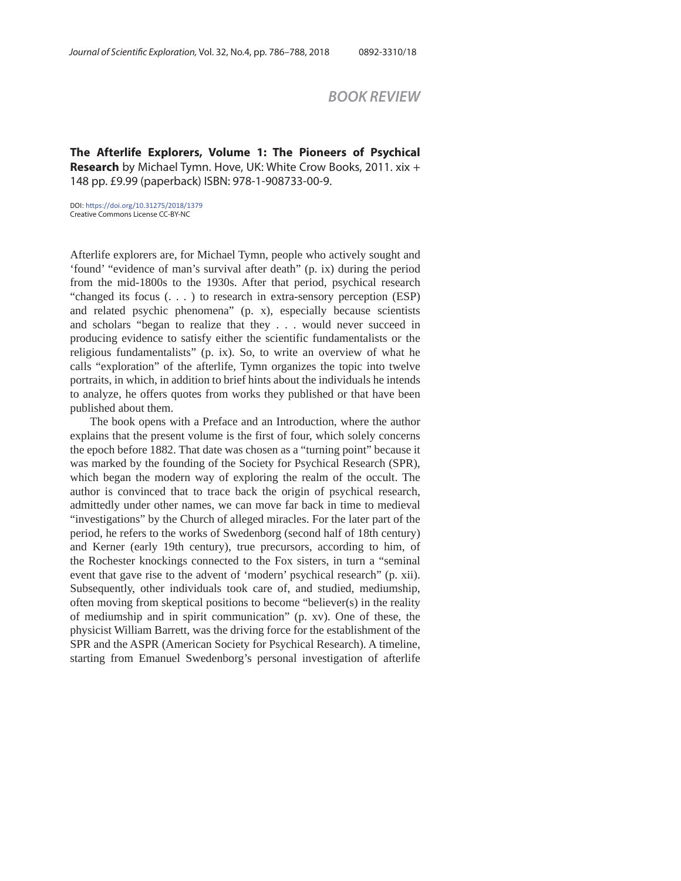## BOOK REVIEW

**The Afterlife Explorers, Volume 1: The Pioneers of Psychical Research** by Michael Tymn. Hove, UK: White Crow Books, 2011. xix + 148 pp. £9.99 (paperback) ISBN: 978-1-908733-00-9.

DOI: https://doi.org/10.31275/2018/1379
Creative Commons License CC-BY-NC

Afterlife explorers are, for Michael Tymn, people who actively sought and 'found' "evidence of man's survival after death" (p. ix) during the period from the mid-1800s to the 1930s. After that period, psychical research "changed its focus (. . . ) to research in extra-sensory perception (ESP) and related psychic phenomena" (p. x), especially because scientists and scholars "began to realize that they . . . would never succeed in producing evidence to satisfy either the scientific fundamentalists or the religious fundamentalists" (p. ix). So, to write an overview of what he calls "exploration" of the afterlife, Tymn organizes the topic into twelve portraits, in which, in addition to brief hints about the individuals he intends to analyze, he offers quotes from works they published or that have been published about them.

The book opens with a Preface and an Introduction, where the author explains that the present volume is the first of four, which solely concerns the epoch before 1882. That date was chosen as a "turning point" because it was marked by the founding of the Society for Psychical Research (SPR), which began the modern way of exploring the realm of the occult. The author is convinced that to trace back the origin of psychical research, admittedly under other names, we can move far back in time to medieval "investigations" by the Church of alleged miracles. For the later part of the period, he refers to the works of Swedenborg (second half of 18th century) and Kerner (early 19th century), true precursors, according to him, of the Rochester knockings connected to the Fox sisters, in turn a "seminal event that gave rise to the advent of 'modern' psychical research" (p. xii). Subsequently, other individuals took care of, and studied, mediumship, often moving from skeptical positions to become "believer(s) in the reality of mediumship and in spirit communication" (p. xv). One of these, the physicist William Barrett, was the driving force for the establishment of the SPR and the ASPR (American Society for Psychical Research). A timeline, starting from Emanuel Swedenborg's personal investigation of afterlife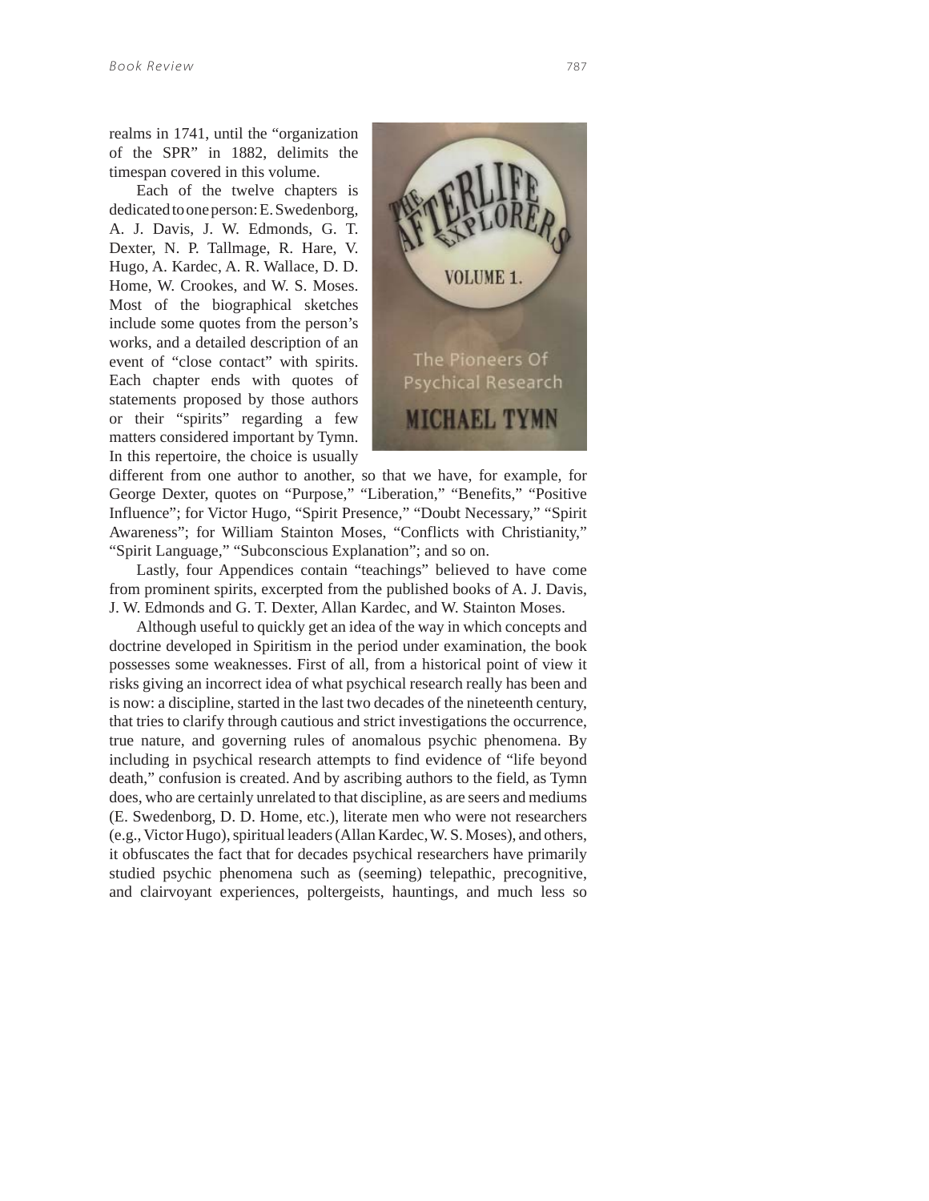realms in 1741, until the "organization of the SPR" in 1882, delimits the timespan covered in this volume.

Each of the twelve chapters is dedicated to one person: E. Swedenborg, A. J. Davis, J. W. Edmonds, G. T. Dexter, N. P. Tallmage, R. Hare, V. Hugo, A. Kardec, A. R. Wallace, D. D. Home, W. Crookes, and W. S. Moses. Most of the biographical sketches include some quotes from the person's works, and a detailed description of an event of "close contact" with spirits. Each chapter ends with quotes of statements proposed by those authors or their "spirits" regarding a few matters considered important by Tymn. In this repertoire, the choice is usually different from one author to another, so that we have, for example, for George Dexter, quotes on "Purpose," "Liberation," "Benefits," "Positive Influence"; for Victor Hugo, "Spirit Presence," "Doubt Necessary," "Spirit Awareness"; for William Stainton Moses, "Conflicts with Christianity," "Spirit Language," "Subconscious Explanation"; and so on.

Lastly, four Appendices contain "teachings" believed to have come from prominent spirits, excerpted from the published books of A. J. Davis, J. W. Edmonds and G. T. Dexter, Allan Kardec, and W. Stainton Moses.

Although useful to quickly get an idea of the way in which concepts and doctrine developed in Spiritism in the period under examination, the book possesses some weaknesses. First of all, from a historical point of view it risks giving an incorrect idea of what psychical research really has been and is now: a discipline, started in the last two decades of the nineteenth century, that tries to clarify through cautious and strict investigations the occurrence, true nature, and governing rules of anomalous psychic phenomena. By including in psychical research attempts to find evidence of "life beyond death," confusion is created. And by ascribing authors to the field, as Tymn does, who are certainly unrelated to that discipline, as are seers and mediums (E. Swedenborg, D. D. Home, etc.), literate men who were not researchers (e.g., Victor Hugo), spiritual leaders (Allan Kardec, W. S. Moses), and others, it obfuscates the fact that for decades psychical researchers have primarily studied psychic phenomena such as (seeming) telepathic, precognitive, and clairvoyant experiences, poltergeists, hauntings, and much less so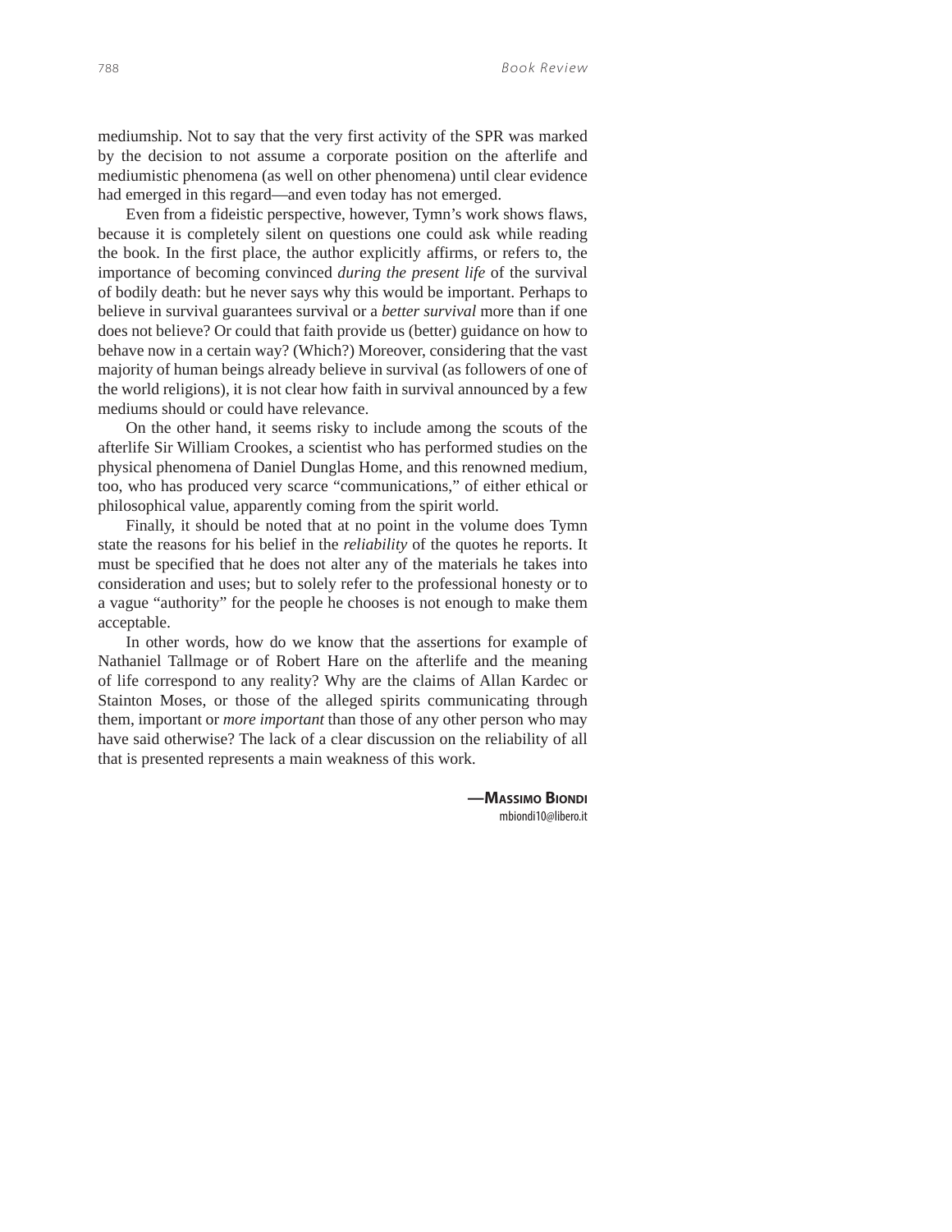mediumship. Not to say that the very first activity of the SPR was marked by the decision to not assume a corporate position on the afterlife and mediumistic phenomena (as well on other phenomena) until clear evidence had emerged in this regard—and even today has not emerged.

Even from a fideistic perspective, however, Tymn's work shows flaws, because it is completely silent on questions one could ask while reading the book. In the first place, the author explicitly affirms, or refers to, the importance of becoming convinced *during the present life* of the survival of bodily death: but he never says why this would be important. Perhaps to believe in survival guarantees survival or a *better survival* more than if one does not believe? Or could that faith provide us (better) guidance on how to behave now in a certain way? (Which?) Moreover, considering that the vast majority of human beings already believe in survival (as followers of one of the world religions), it is not clear how faith in survival announced by a few mediums should or could have relevance.

On the other hand, it seems risky to include among the scouts of the afterlife Sir William Crookes, a scientist who has performed studies on the physical phenomena of Daniel Dunglas Home, and this renowned medium, too, who has produced very scarce "communications," of either ethical or philosophical value, apparently coming from the spirit world.

Finally, it should be noted that at no point in the volume does Tymn state the reasons for his belief in the *reliability* of the quotes he reports. It must be specified that he does not alter any of the materials he takes into consideration and uses; but to solely refer to the professional honesty or to a vague "authority" for the people he chooses is not enough to make them acceptable.

In other words, how do we know that the assertions for example of Nathaniel Tallmage or of Robert Hare on the afterlife and the meaning of life correspond to any reality? Why are the claims of Allan Kardec or Stainton Moses, or those of the alleged spirits communicating through them, important or *more important* than those of any other person who may have said otherwise? The lack of a clear discussion on the reliability of all that is presented represents a main weakness of this work.

**—Massimo Biondi**
mbiondi10@libero.it